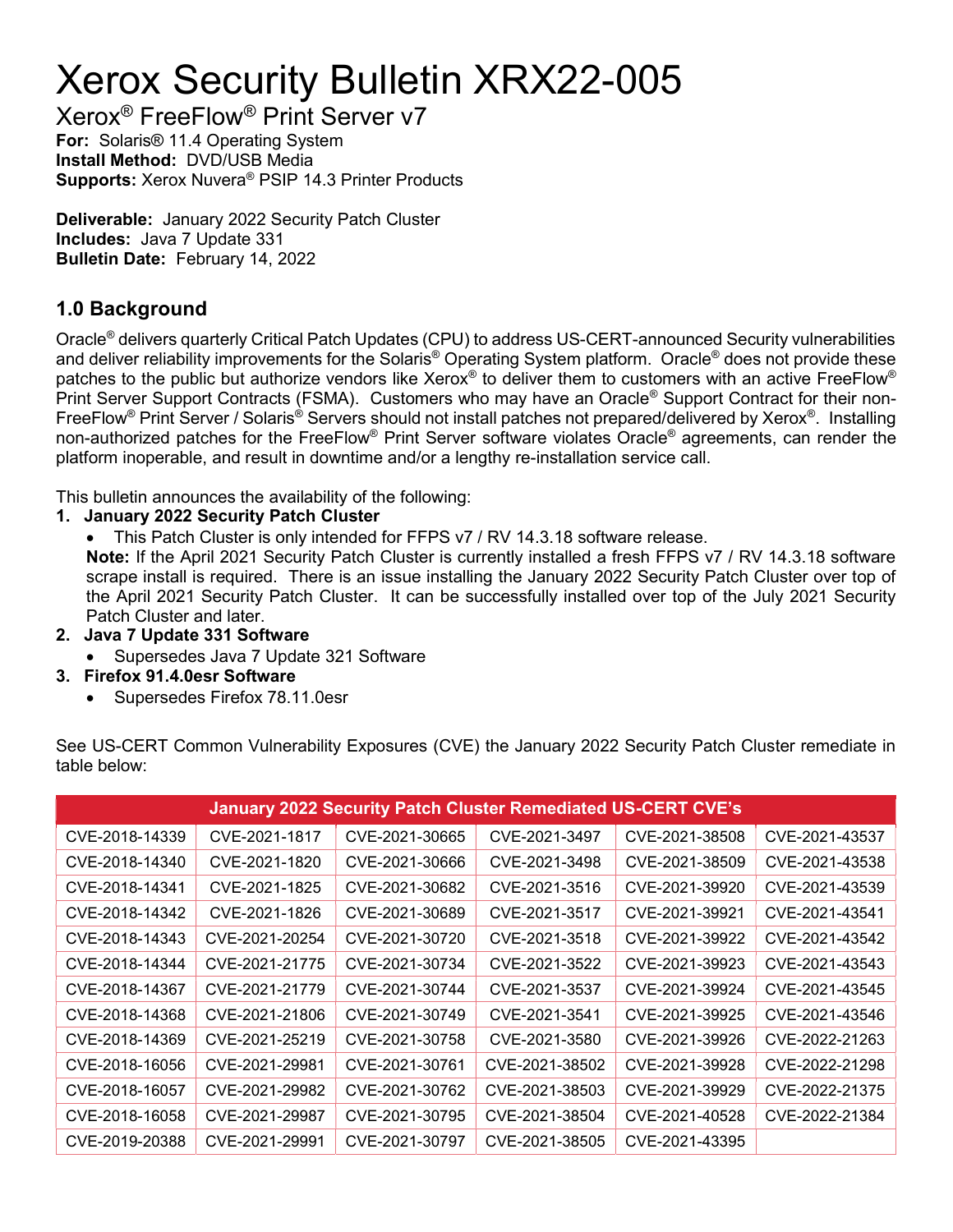# Xerox Security Bulletin XRX22-005

## Xerox® FreeFlow® Print Server v7

**For:** Solaris® 11.4 Operating System
**Install Method:** DVD/USB Media
**Supports:** Xerox Nuvera® PSIP 14.3 Printer Products

**Deliverable:** January 2022 Security Patch Cluster
**Includes:** Java 7 Update 331
**Bulletin Date:** February 14, 2022

### 1.0 Background

Oracle® delivers quarterly Critical Patch Updates (CPU) to address US-CERT-announced Security vulnerabilities and deliver reliability improvements for the Solaris® Operating System platform. Oracle® does not provide these patches to the public but authorize vendors like Xerox® to deliver them to customers with an active FreeFlow® Print Server Support Contracts (FSMA). Customers who may have an Oracle® Support Contract for their non-FreeFlow® Print Server / Solaris® Servers should not install patches not prepared/delivered by Xerox®. Installing non-authorized patches for the FreeFlow® Print Server software violates Oracle® agreements, can render the platform inoperable, and result in downtime and/or a lengthy re-installation service call.

This bulletin announces the availability of the following:

1. **January 2022 Security Patch Cluster**
   - This Patch Cluster is only intended for FFPS v7 / RV 14.3.18 software release.

   **Note:** If the April 2021 Security Patch Cluster is currently installed a fresh FFPS v7 / RV 14.3.18 software scrape install is required. There is an issue installing the January 2022 Security Patch Cluster over top of the April 2021 Security Patch Cluster. It can be successfully installed over top of the July 2021 Security Patch Cluster and later.
2. **Java 7 Update 331 Software**
   - Supersedes Java 7 Update 321 Software
3. **Firefox 91.4.0esr Software**
   - Supersedes Firefox 78.11.0esr

See US-CERT Common Vulnerability Exposures (CVE) the January 2022 Security Patch Cluster remediate in table below:

| January 2022 Security Patch Cluster Remediated US-CERT CVE's | | | | | |
|---|---|---|---|---|---|
| CVE-2018-14339 | CVE-2021-1817 | CVE-2021-30665 | CVE-2021-3497 | CVE-2021-38508 | CVE-2021-43537 |
| CVE-2018-14340 | CVE-2021-1820 | CVE-2021-30666 | CVE-2021-3498 | CVE-2021-38509 | CVE-2021-43538 |
| CVE-2018-14341 | CVE-2021-1825 | CVE-2021-30682 | CVE-2021-3516 | CVE-2021-39920 | CVE-2021-43539 |
| CVE-2018-14342 | CVE-2021-1826 | CVE-2021-30689 | CVE-2021-3517 | CVE-2021-39921 | CVE-2021-43541 |
| CVE-2018-14343 | CVE-2021-20254 | CVE-2021-30720 | CVE-2021-3518 | CVE-2021-39922 | CVE-2021-43542 |
| CVE-2018-14344 | CVE-2021-21775 | CVE-2021-30734 | CVE-2021-3522 | CVE-2021-39923 | CVE-2021-43543 |
| CVE-2018-14367 | CVE-2021-21779 | CVE-2021-30744 | CVE-2021-3537 | CVE-2021-39924 | CVE-2021-43545 |
| CVE-2018-14368 | CVE-2021-21806 | CVE-2021-30749 | CVE-2021-3541 | CVE-2021-39925 | CVE-2021-43546 |
| CVE-2018-14369 | CVE-2021-25219 | CVE-2021-30758 | CVE-2021-3580 | CVE-2021-39926 | CVE-2022-21263 |
| CVE-2018-16056 | CVE-2021-29981 | CVE-2021-30761 | CVE-2021-38502 | CVE-2021-39928 | CVE-2022-21298 |
| CVE-2018-16057 | CVE-2021-29982 | CVE-2021-30762 | CVE-2021-38503 | CVE-2021-39929 | CVE-2022-21375 |
| CVE-2018-16058 | CVE-2021-29987 | CVE-2021-30795 | CVE-2021-38504 | CVE-2021-40528 | CVE-2022-21384 |
| CVE-2019-20388 | CVE-2021-29991 | CVE-2021-30797 | CVE-2021-38505 | CVE-2021-43395 | |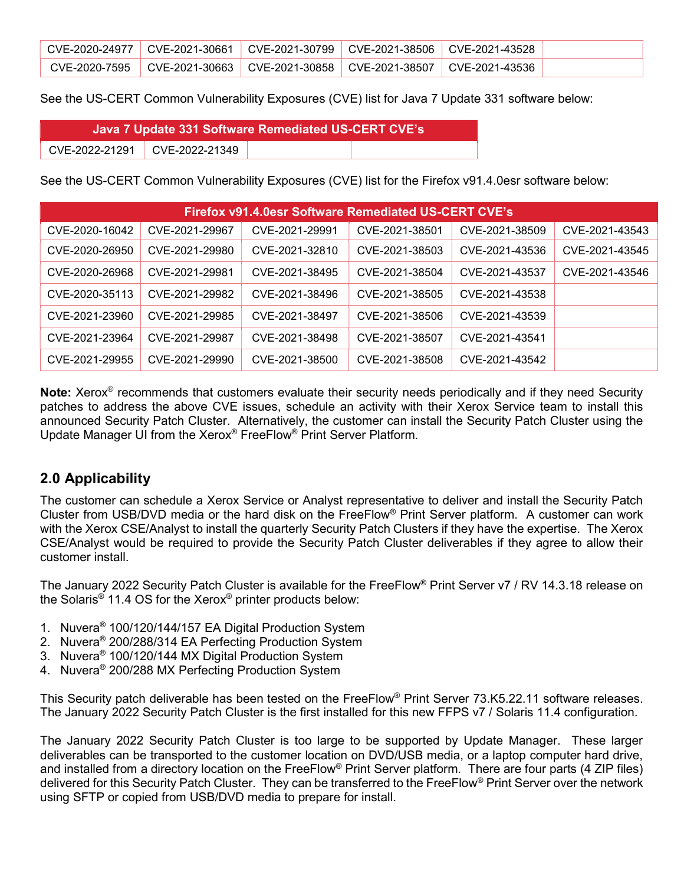| | | | | | |
|---|---|---|---|---|---|
| CVE-2020-24977 | CVE-2021-30661 | CVE-2021-30799 | CVE-2021-38506 | CVE-2021-43528 | |
| CVE-2020-7595 | CVE-2021-30663 | CVE-2021-30858 | CVE-2021-38507 | CVE-2021-43536 | |

See the US-CERT Common Vulnerability Exposures (CVE) list for Java 7 Update 331 software below:

| Java 7 Update 331 Software Remediated US-CERT CVE's | | | |
|---|---|---|---|
| CVE-2022-21291 | CVE-2022-21349 | | |

See the US-CERT Common Vulnerability Exposures (CVE) list for the Firefox v91.4.0esr software below:

| Firefox v91.4.0esr Software Remediated US-CERT CVE's | | | | | |
|---|---|---|---|---|---|
| CVE-2020-16042 | CVE-2021-29967 | CVE-2021-29991 | CVE-2021-38501 | CVE-2021-38509 | CVE-2021-43543 |
| CVE-2020-26950 | CVE-2021-29980 | CVE-2021-32810 | CVE-2021-38503 | CVE-2021-43536 | CVE-2021-43545 |
| CVE-2020-26968 | CVE-2021-29981 | CVE-2021-38495 | CVE-2021-38504 | CVE-2021-43537 | CVE-2021-43546 |
| CVE-2020-35113 | CVE-2021-29982 | CVE-2021-38496 | CVE-2021-38505 | CVE-2021-43538 | |
| CVE-2021-23960 | CVE-2021-29985 | CVE-2021-38497 | CVE-2021-38506 | CVE-2021-43539 | |
| CVE-2021-23964 | CVE-2021-29987 | CVE-2021-38498 | CVE-2021-38507 | CVE-2021-43541 | |
| CVE-2021-29955 | CVE-2021-29990 | CVE-2021-38500 | CVE-2021-38508 | CVE-2021-43542 | |

**Note:** Xerox® recommends that customers evaluate their security needs periodically and if they need Security patches to address the above CVE issues, schedule an activity with their Xerox Service team to install this announced Security Patch Cluster. Alternatively, the customer can install the Security Patch Cluster using the Update Manager UI from the Xerox® FreeFlow® Print Server Platform.

## 2.0 Applicability

The customer can schedule a Xerox Service or Analyst representative to deliver and install the Security Patch Cluster from USB/DVD media or the hard disk on the FreeFlow® Print Server platform. A customer can work with the Xerox CSE/Analyst to install the quarterly Security Patch Clusters if they have the expertise. The Xerox CSE/Analyst would be required to provide the Security Patch Cluster deliverables if they agree to allow their customer install.

The January 2022 Security Patch Cluster is available for the FreeFlow® Print Server v7 / RV 14.3.18 release on the Solaris® 11.4 OS for the Xerox® printer products below:

1. Nuvera® 100/120/144/157 EA Digital Production System
2. Nuvera® 200/288/314 EA Perfecting Production System
3. Nuvera® 100/120/144 MX Digital Production System
4. Nuvera® 200/288 MX Perfecting Production System

This Security patch deliverable has been tested on the FreeFlow® Print Server 73.K5.22.11 software releases. The January 2022 Security Patch Cluster is the first installed for this new FFPS v7 / Solaris 11.4 configuration.

The January 2022 Security Patch Cluster is too large to be supported by Update Manager. These larger deliverables can be transported to the customer location on DVD/USB media, or a laptop computer hard drive, and installed from a directory location on the FreeFlow® Print Server platform. There are four parts (4 ZIP files) delivered for this Security Patch Cluster. They can be transferred to the FreeFlow® Print Server over the network using SFTP or copied from USB/DVD media to prepare for install.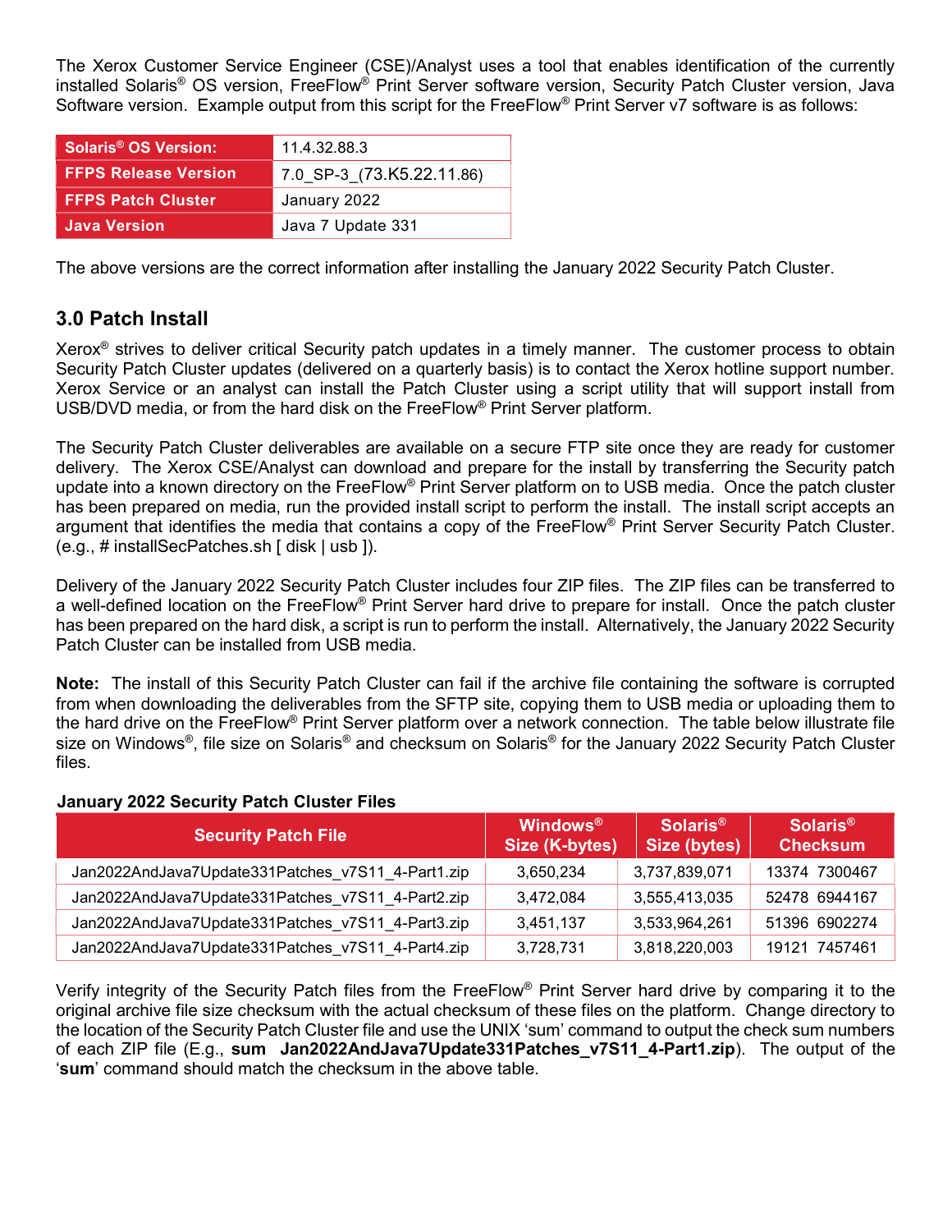The Xerox Customer Service Engineer (CSE)/Analyst uses a tool that enables identification of the currently installed Solaris® OS version, FreeFlow® Print Server software version, Security Patch Cluster version, Java Software version. Example output from this script for the FreeFlow® Print Server v7 software is as follows:

| **Solaris® OS Version:** | 11.4.32.88.3 |
|---|---|
| **FFPS Release Version** | 7.0_SP-3_(73.K5.22.11.86) |
| **FFPS Patch Cluster** | January 2022 |
| **Java Version** | Java 7 Update 331 |

The above versions are the correct information after installing the January 2022 Security Patch Cluster.

## 3.0 Patch Install

Xerox® strives to deliver critical Security patch updates in a timely manner. The customer process to obtain Security Patch Cluster updates (delivered on a quarterly basis) is to contact the Xerox hotline support number. Xerox Service or an analyst can install the Patch Cluster using a script utility that will support install from USB/DVD media, or from the hard disk on the FreeFlow® Print Server platform.

The Security Patch Cluster deliverables are available on a secure FTP site once they are ready for customer delivery. The Xerox CSE/Analyst can download and prepare for the install by transferring the Security patch update into a known directory on the FreeFlow® Print Server platform on to USB media. Once the patch cluster has been prepared on media, run the provided install script to perform the install. The install script accepts an argument that identifies the media that contains a copy of the FreeFlow® Print Server Security Patch Cluster. (e.g., # installSecPatches.sh [ disk | usb ]).

Delivery of the January 2022 Security Patch Cluster includes four ZIP files. The ZIP files can be transferred to a well-defined location on the FreeFlow® Print Server hard drive to prepare for install. Once the patch cluster has been prepared on the hard disk, a script is run to perform the install. Alternatively, the January 2022 Security Patch Cluster can be installed from USB media.

**Note:** The install of this Security Patch Cluster can fail if the archive file containing the software is corrupted from when downloading the deliverables from the SFTP site, copying them to USB media or uploading them to the hard drive on the FreeFlow® Print Server platform over a network connection. The table below illustrate file size on Windows®, file size on Solaris® and checksum on Solaris® for the January 2022 Security Patch Cluster files.

**January 2022 Security Patch Cluster Files**

| Security Patch File | Windows® Size (K-bytes) | Solaris® Size (bytes) | Solaris® Checksum |
|---|---|---|---|
| Jan2022AndJava7Update331Patches_v7S11_4-Part1.zip | 3,650,234 | 3,737,839,071 | 13374 7300467 |
| Jan2022AndJava7Update331Patches_v7S11_4-Part2.zip | 3,472,084 | 3,555,413,035 | 52478 6944167 |
| Jan2022AndJava7Update331Patches_v7S11_4-Part3.zip | 3,451,137 | 3,533,964,261 | 51396 6902274 |
| Jan2022AndJava7Update331Patches_v7S11_4-Part4.zip | 3,728,731 | 3,818,220,003 | 19121 7457461 |

Verify integrity of the Security Patch files from the FreeFlow® Print Server hard drive by comparing it to the original archive file size checksum with the actual checksum of these files on the platform. Change directory to the location of the Security Patch Cluster file and use the UNIX 'sum' command to output the check sum numbers of each ZIP file (E.g., **sum Jan2022AndJava7Update331Patches_v7S11_4-Part1.zip**). The output of the '**sum**' command should match the checksum in the above table.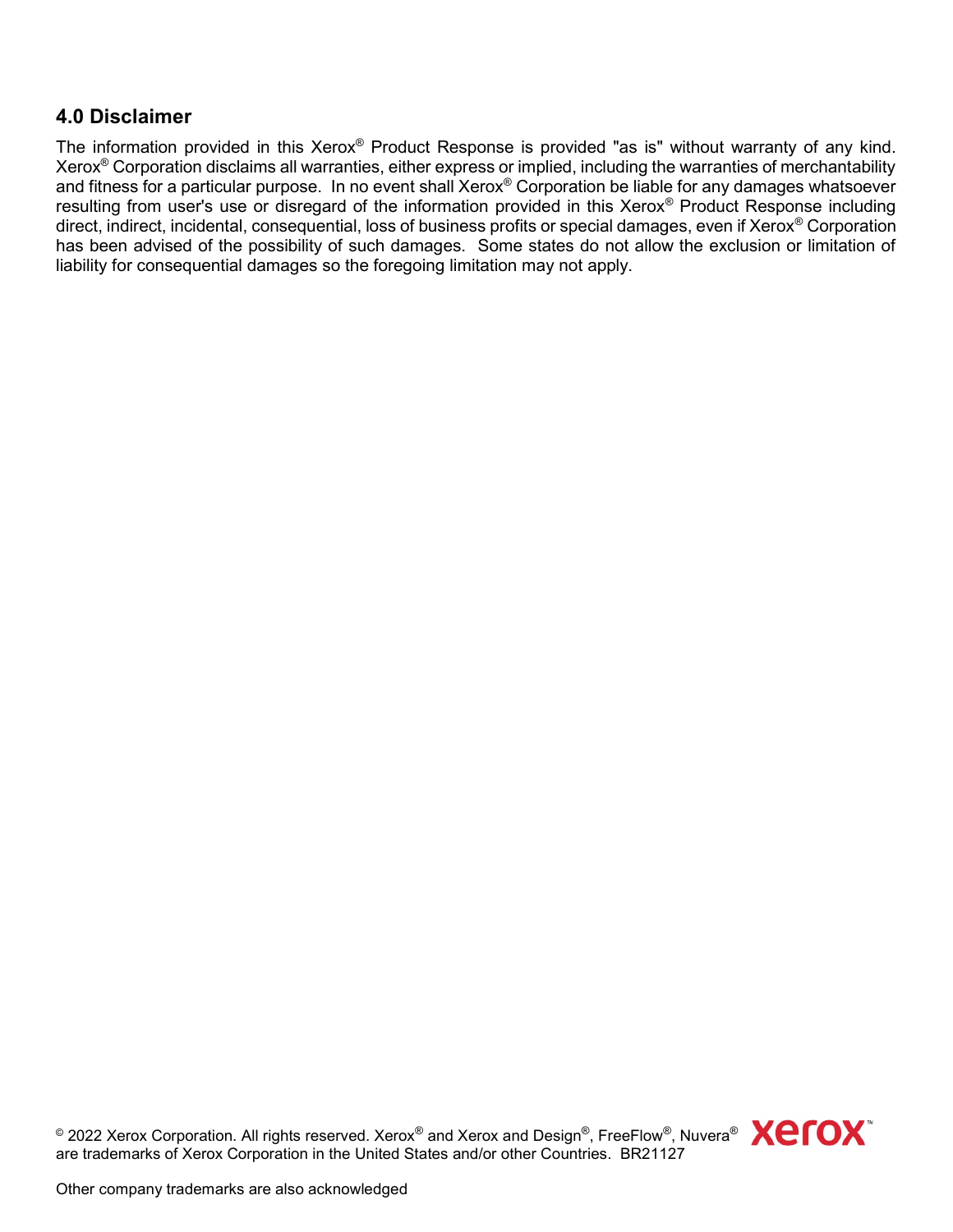## 4.0 Disclaimer

The information provided in this Xerox® Product Response is provided "as is" without warranty of any kind. Xerox® Corporation disclaims all warranties, either express or implied, including the warranties of merchantability and fitness for a particular purpose. In no event shall Xerox® Corporation be liable for any damages whatsoever resulting from user's use or disregard of the information provided in this Xerox® Product Response including direct, indirect, incidental, consequential, loss of business profits or special damages, even if Xerox® Corporation has been advised of the possibility of such damages. Some states do not allow the exclusion or limitation of liability for consequential damages so the foregoing limitation may not apply.

© 2022 Xerox Corporation. All rights reserved. Xerox® and Xerox and Design®, FreeFlow®, Nuvera® are trademarks of Xerox Corporation in the United States and/or other Countries. BR21127

Other company trademarks are also acknowledged